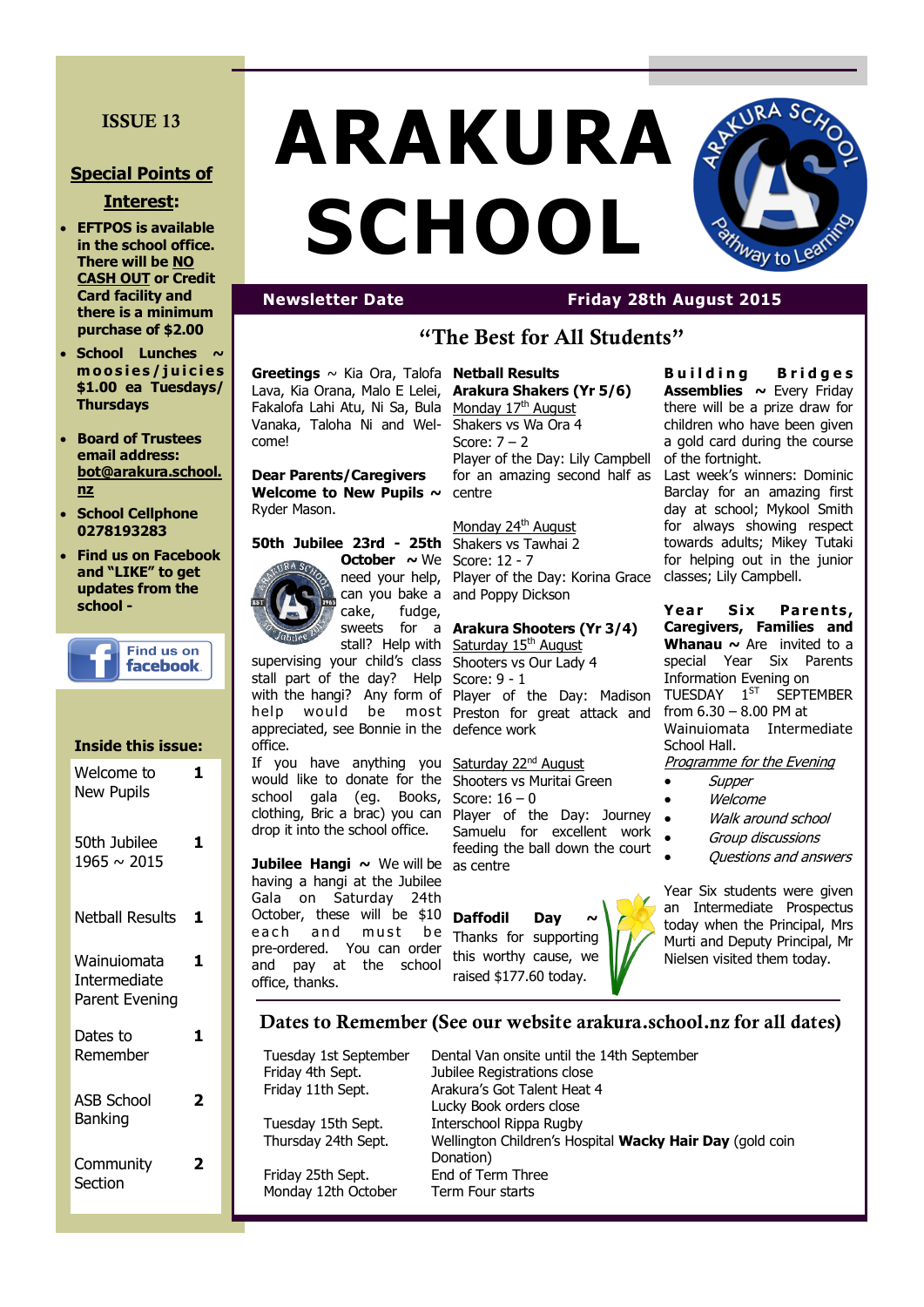ISSUE 13

## Special Points of Interest:

- **EFTPOS is available in the school office. There will be NO CASH OUT or Credit Card facility and there is a minimum purchase of $2.00**
- **School Lunches ~ moosies/juicies $1.00 ea Tuesdays/ Thursdays**
- **Board of Trustees email address: bot@arakura.school.nz**
- **School Cellphone 0278193283**
- **Find us on Facebook and "LIKE" to get updates from the school -**

Find us on facebook

### Inside this issue:

| | |
|---|---|
| Welcome to New Pupils | 1 |
| 50th Jubilee 1965 ~ 2015 | 1 |
| Netball Results | 1 |
| Wainuiomata Intermediate Parent Evening | 1 |
| Dates to Remember | 1 |
| ASB School Banking | 2 |
| Community Section | 2 |

# ARAKURA SCHOOL

**Newsletter Date** **Friday 28th August 2015**

## "The Best for All Students"

**Greetings** ~ Kia Ora, Talofa Lava, Kia Orana, Malo E Lelei, Fakalofa Lahi Atu, Ni Sa, Bula Vanaka, Taloha Ni and Welcome!

**Dear Parents/Caregivers**
**Welcome to New Pupils ~** Ryder Mason.

**50th Jubilee 23rd - 25th October ~** We need your help, can you bake a cake, fudge, sweets for a stall? Help with supervising your child's class stall part of the day? Help with the hangi? Any form of help would be most appreciated, see Bonnie in the office.
If you have anything you would like to donate for the school gala (eg. Books, clothing, Bric a brac) you can drop it into the school office.

**Jubilee Hangi ~** We will be having a hangi at the Jubilee Gala on Saturday 24th October, these will be $10 each and must be pre-ordered. You can order and pay at the school office, thanks.

**Netball Results**
**Arakura Shakers (Yr 5/6)**
Monday 17th August
Shakers vs Wa Ora 4
Score: 7 – 2
Player of the Day: Lily Campbell for an amazing second half as centre

Monday 24th August
Shakers vs Tawhai 2
Score: 12 - 7
Player of the Day: Korina Grace and Poppy Dickson

**Arakura Shooters (Yr 3/4)**
Saturday 15th August
Shooters vs Our Lady 4
Score: 9 - 1
Player of the Day: Madison Preston for great attack and defence work

Saturday 22nd August
Shooters vs Muritai Green
Score: 16 – 0
Player of the Day: Journey Samuelu for excellent work feeding the ball down the court as centre

**Daffodil Day ~** Thanks for supporting this worthy cause, we raised $177.60 today.

**Building Bridges Assemblies ~** Every Friday there will be a prize draw for children who have been given a gold card during the course of the fortnight.
Last week's winners: Dominic Barclay for an amazing first day at school; Mykool Smith for always showing respect towards adults; Mikey Tutaki for helping out in the junior classes; Lily Campbell.

**Year Six Parents, Caregivers, Families and Whanau ~** Are invited to a special Year Six Parents Information Evening on TUESDAY 1ST SEPTEMBER from 6.30 – 8.00 PM at Wainuiomata Intermediate School Hall.
*Programme for the Evening*

- *Supper*
- *Welcome*
- *Walk around school*
- *Group discussions*
- *Questions and answers*

Year Six students were given an Intermediate Prospectus today when the Principal, Mrs Murti and Deputy Principal, Mr Nielsen visited them today.

## Dates to Remember (See our website arakura.school.nz for all dates)

| | |
|---|---|
| Tuesday 1st September | Dental Van onsite until the 14th September |
| Friday 4th Sept. | Jubilee Registrations close |
| Friday 11th Sept. | Arakura's Got Talent Heat 4 |
| | Lucky Book orders close |
| Tuesday 15th Sept. | Interschool Rippa Rugby |
| Thursday 24th Sept. | Wellington Children's Hospital **Wacky Hair Day** (gold coin Donation) |
| Friday 25th Sept. | End of Term Three |
| Monday 12th October | Term Four starts |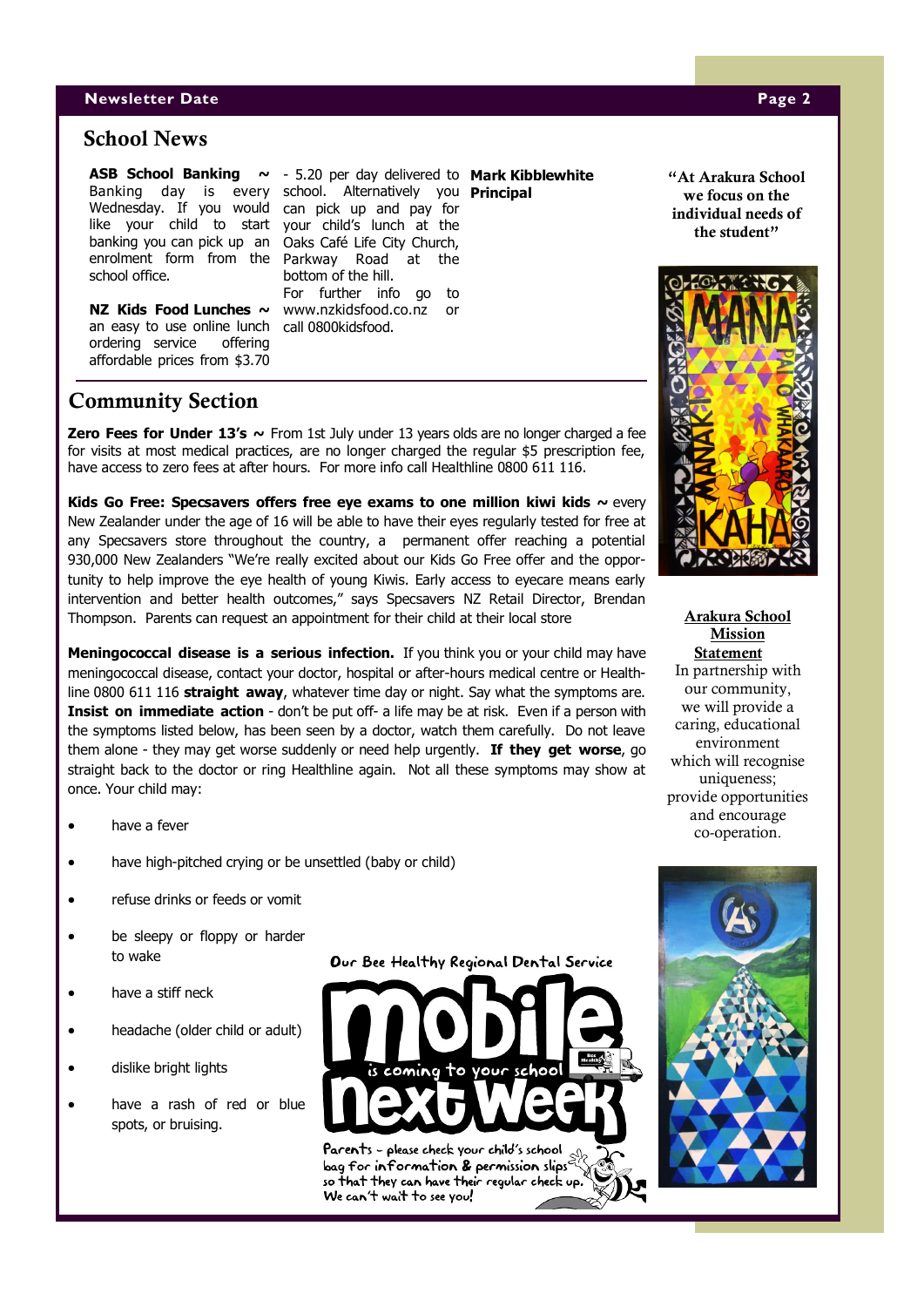## School News

**ASB School Banking ~** Banking day is every Wednesday. If you would like your child to start banking you can pick up an enrolment form from the school office.

**NZ Kids Food Lunches ~** an easy to use online lunch ordering service offering affordable prices from $3.70 - 5.20 per day delivered to school. Alternatively you can pick up and pay for your child's lunch at the Oaks Café Life City Church, Parkway Road at the bottom of the hill.

For further info go to www.nzkidsfood.co.nz or call 0800kidsfood.

**Mark Kibblewhite**
**Principal**

## Community Section

**Zero Fees for Under 13's ~** From 1st July under 13 years olds are no longer charged a fee for visits at most medical practices, are no longer charged the regular $5 prescription fee, have access to zero fees at after hours. For more info call Healthline 0800 611 116.

**Kids Go Free: Specsavers offers free eye exams to one million kiwi kids ~** every New Zealander under the age of 16 will be able to have their eyes regularly tested for free at any Specsavers store throughout the country, a permanent offer reaching a potential 930,000 New Zealanders "We're really excited about our Kids Go Free offer and the opportunity to help improve the eye health of young Kiwis. Early access to eyecare means early intervention and better health outcomes," says Specsavers NZ Retail Director, Brendan Thompson. Parents can request an appointment for their child at their local store

**Meningococcal disease is a serious infection.** If you think you or your child may have meningococcal disease, contact your doctor, hospital or after-hours medical centre or Healthline 0800 611 116 **straight away**, whatever time day or night. Say what the symptoms are. **Insist on immediate action** - don't be put off- a life may be at risk. Even if a person with the symptoms listed below, has been seen by a doctor, watch them carefully. Do not leave them alone - they may get worse suddenly or need help urgently. **If they get worse**, go straight back to the doctor or ring Healthline again. Not all these symptoms may show at once. Your child may:

- have a fever
- have high-pitched crying or be unsettled (baby or child)
- refuse drinks or feeds or vomit
- be sleepy or floppy or harder to wake
- have a stiff neck
- headache (older child or adult)
- dislike bright lights
- have a rash of red or blue spots, or bruising.

Our Bee Healthy Regional Dental Service

**mobile** is coming to your school **next week**

Parents - please check your child's school bag for information & permission slips so that they can have their regular check up. We can't wait to see you!

"At Arakura School we focus on the individual needs of the student"

**Arakura School Mission Statement**

In partnership with our community, we will provide a caring, educational environment which will recognise uniqueness; provide opportunities and encourage co-operation.